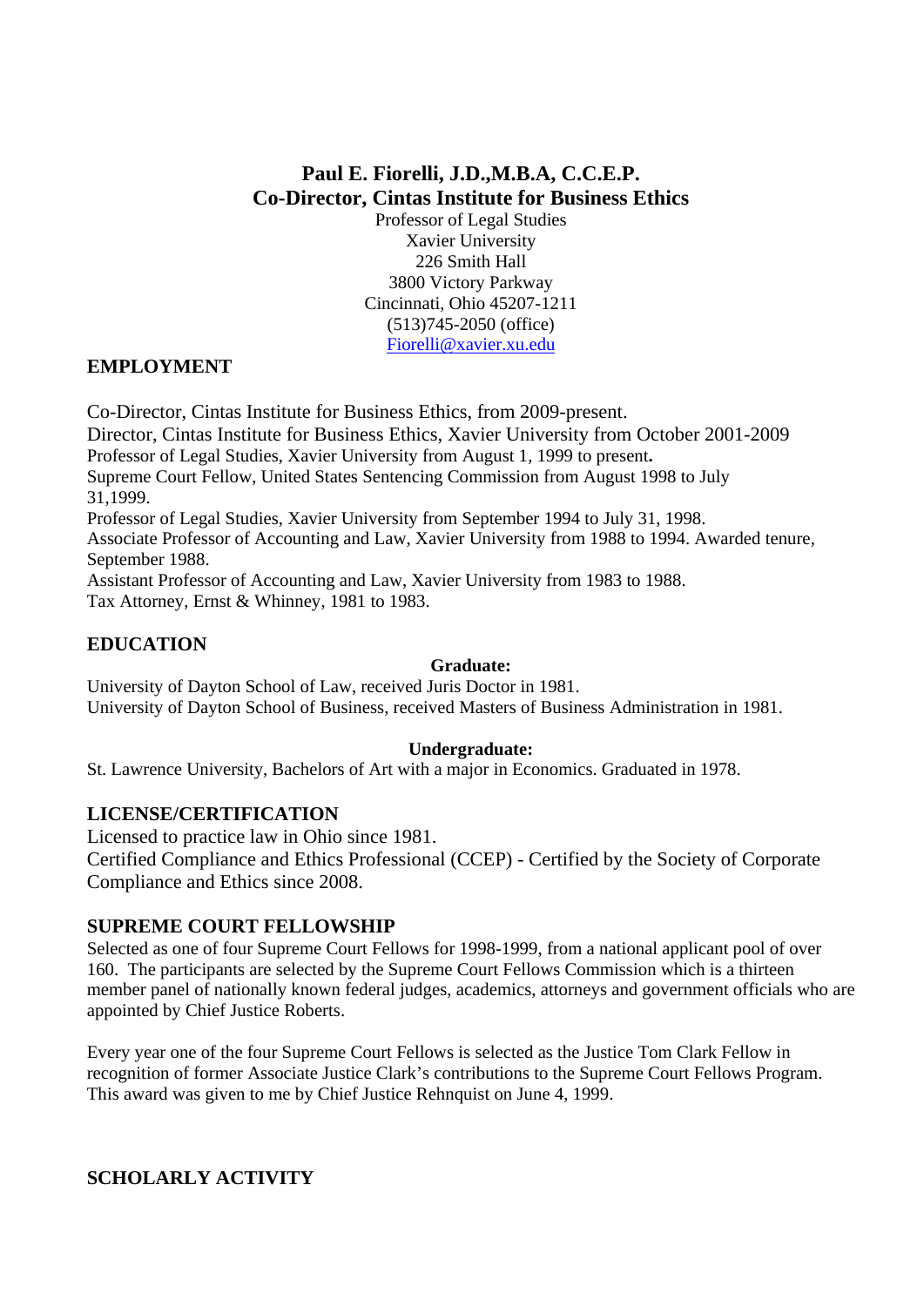# Paul E. Fiorelli, J.D.,M.B.A, C.C.E.P.
## Co-Director, Cintas Institute for Business Ethics

Professor of Legal Studies
Xavier University
226 Smith Hall
3800 Victory Parkway
Cincinnati, Ohio 45207-1211
(513)745-2050 (office)
Fiorelli@xavier.xu.edu

## EMPLOYMENT

Co-Director, Cintas Institute for Business Ethics, from 2009-present.
Director, Cintas Institute for Business Ethics, Xavier University from October 2001-2009
Professor of Legal Studies, Xavier University from August 1, 1999 to present**.**
Supreme Court Fellow, United States Sentencing Commission from August 1998 to July 31,1999.
Professor of Legal Studies, Xavier University from September 1994 to July 31, 1998.
Associate Professor of Accounting and Law, Xavier University from 1988 to 1994. Awarded tenure, September 1988.
Assistant Professor of Accounting and Law, Xavier University from 1983 to 1988.
Tax Attorney, Ernst & Whinney, 1981 to 1983.

## EDUCATION

**Graduate:**

University of Dayton School of Law, received Juris Doctor in 1981.
University of Dayton School of Business, received Masters of Business Administration in 1981.

**Undergraduate:**

St. Lawrence University, Bachelors of Art with a major in Economics. Graduated in 1978.

## LICENSE/CERTIFICATION

Licensed to practice law in Ohio since 1981.
Certified Compliance and Ethics Professional (CCEP) - Certified by the Society of Corporate Compliance and Ethics since 2008.

## SUPREME COURT FELLOWSHIP

Selected as one of four Supreme Court Fellows for 1998-1999, from a national applicant pool of over 160. The participants are selected by the Supreme Court Fellows Commission which is a thirteen member panel of nationally known federal judges, academics, attorneys and government officials who are appointed by Chief Justice Roberts.

Every year one of the four Supreme Court Fellows is selected as the Justice Tom Clark Fellow in recognition of former Associate Justice Clark's contributions to the Supreme Court Fellows Program. This award was given to me by Chief Justice Rehnquist on June 4, 1999.

## SCHOLARLY ACTIVITY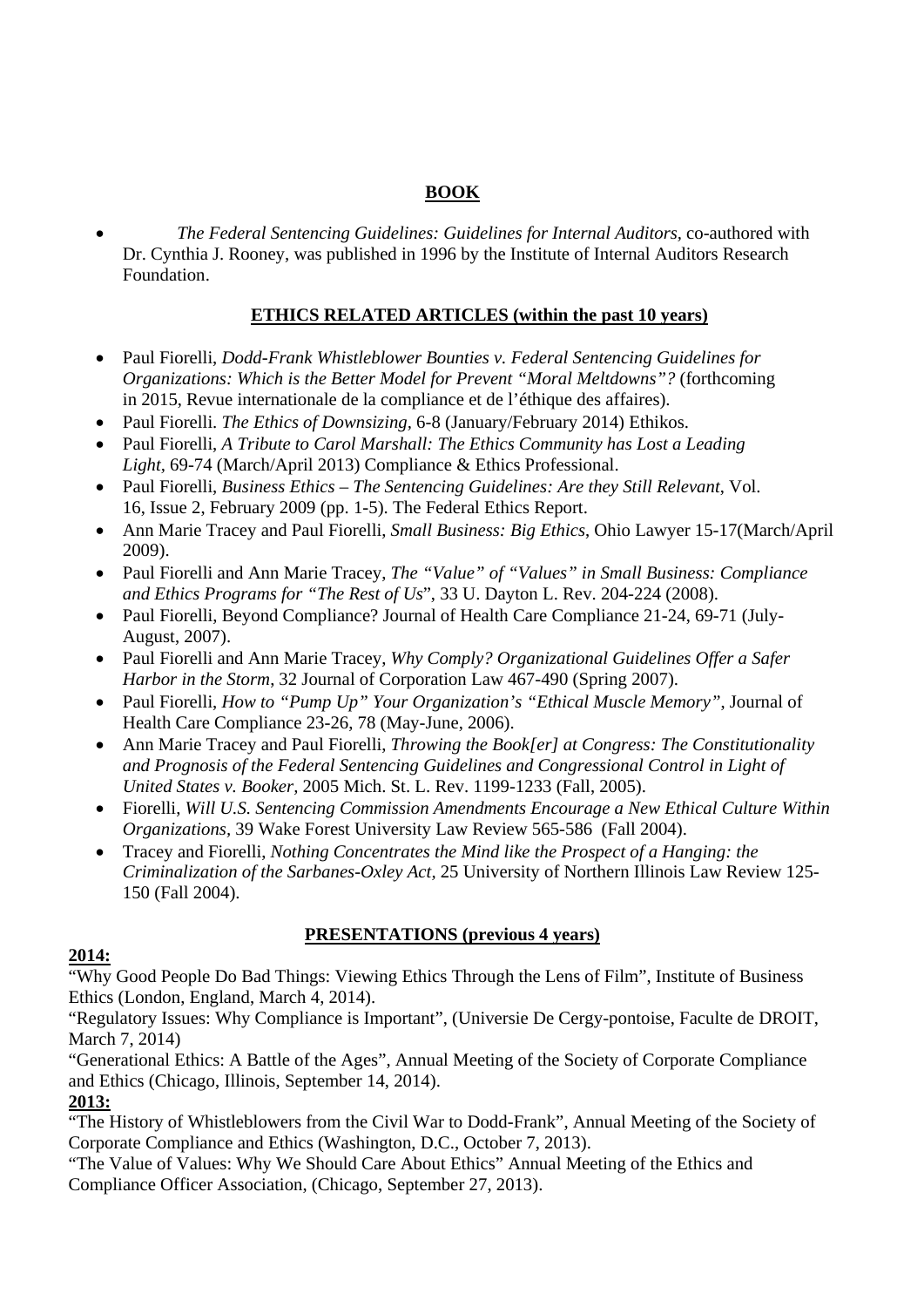## BOOK

- *The Federal Sentencing Guidelines: Guidelines for Internal Auditors*, co-authored with Dr. Cynthia J. Rooney, was published in 1996 by the Institute of Internal Auditors Research Foundation.

## ETHICS RELATED ARTICLES (within the past 10 years)

- Paul Fiorelli, *Dodd-Frank Whistleblower Bounties v. Federal Sentencing Guidelines for Organizations: Which is the Better Model for Prevent "Moral Meltdowns"?* (forthcoming in 2015, Revue internationale de la compliance et de l'éthique des affaires).
- Paul Fiorelli. *The Ethics of Downsizing*, 6-8 (January/February 2014) Ethikos.
- Paul Fiorelli, *A Tribute to Carol Marshall: The Ethics Community has Lost a Leading Light*, 69-74 (March/April 2013) Compliance & Ethics Professional.
- Paul Fiorelli, *Business Ethics – The Sentencing Guidelines: Are they Still Relevant*, Vol. 16, Issue 2, February 2009 (pp. 1-5). The Federal Ethics Report.
- Ann Marie Tracey and Paul Fiorelli, *Small Business: Big Ethics*, Ohio Lawyer 15-17(March/April 2009).
- Paul Fiorelli and Ann Marie Tracey, *The "Value" of "Values" in Small Business: Compliance and Ethics Programs for "The Rest of Us*", 33 U. Dayton L. Rev. 204-224 (2008).
- Paul Fiorelli, Beyond Compliance? Journal of Health Care Compliance 21-24, 69-71 (July-August, 2007).
- Paul Fiorelli and Ann Marie Tracey, *Why Comply? Organizational Guidelines Offer a Safer Harbor in the Storm*, 32 Journal of Corporation Law 467-490 (Spring 2007).
- Paul Fiorelli, *How to "Pump Up" Your Organization's "Ethical Muscle Memory"*, Journal of Health Care Compliance 23-26, 78 (May-June, 2006).
- Ann Marie Tracey and Paul Fiorelli, *Throwing the Book[er] at Congress: The Constitutionality and Prognosis of the Federal Sentencing Guidelines and Congressional Control in Light of United States v. Booker*, 2005 Mich. St. L. Rev. 1199-1233 (Fall, 2005).
- Fiorelli, *Will U.S. Sentencing Commission Amendments Encourage a New Ethical Culture Within Organizations*, 39 Wake Forest University Law Review 565-586 (Fall 2004).
- Tracey and Fiorelli, *Nothing Concentrates the Mind like the Prospect of a Hanging: the Criminalization of the Sarbanes-Oxley Act*, 25 University of Northern Illinois Law Review 125-150 (Fall 2004).

## PRESENTATIONS (previous 4 years)

**2014:**

"Why Good People Do Bad Things: Viewing Ethics Through the Lens of Film", Institute of Business Ethics (London, England, March 4, 2014).

"Regulatory Issues: Why Compliance is Important", (Universie De Cergy-pontoise, Faculte de DROIT, March 7, 2014)

"Generational Ethics: A Battle of the Ages", Annual Meeting of the Society of Corporate Compliance and Ethics (Chicago, Illinois, September 14, 2014).

**2013:**

"The History of Whistleblowers from the Civil War to Dodd-Frank", Annual Meeting of the Society of Corporate Compliance and Ethics (Washington, D.C., October 7, 2013).

"The Value of Values: Why We Should Care About Ethics" Annual Meeting of the Ethics and Compliance Officer Association, (Chicago, September 27, 2013).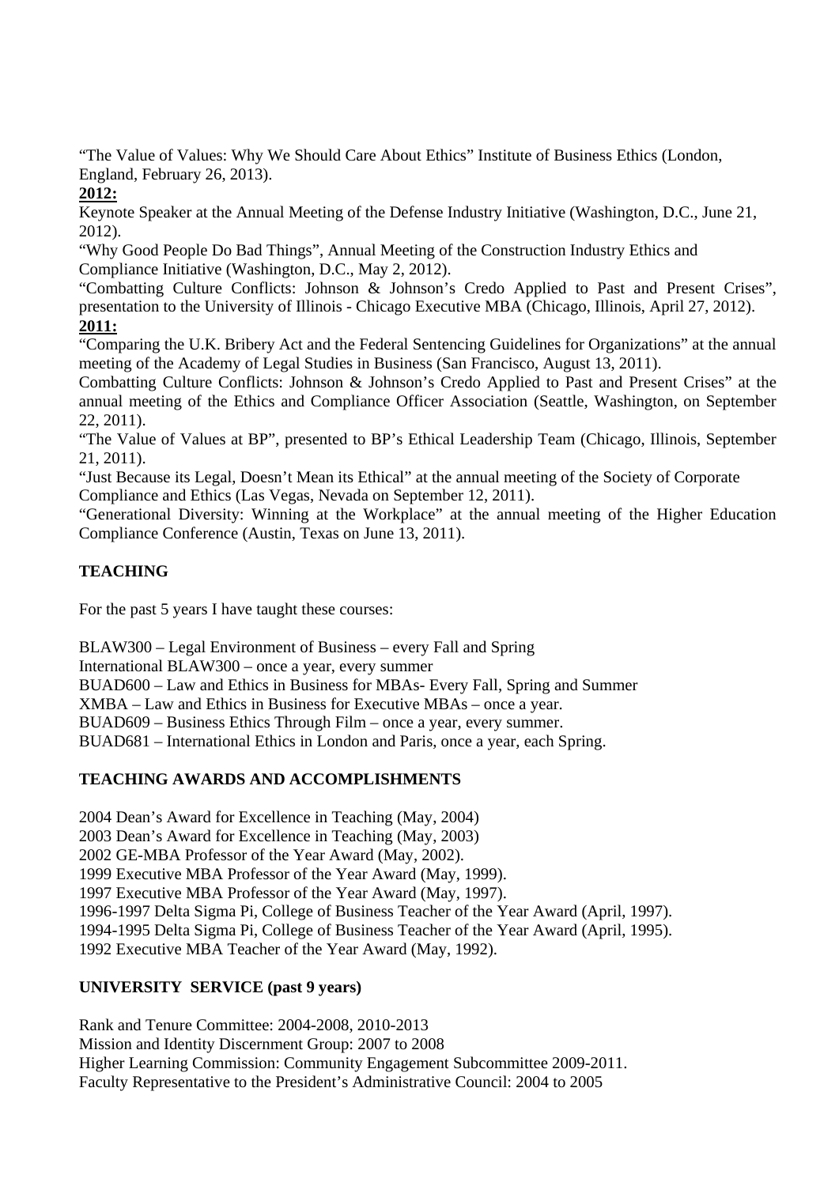"The Value of Values: Why We Should Care About Ethics" Institute of Business Ethics (London, England, February 26, 2013).

**2012:**

Keynote Speaker at the Annual Meeting of the Defense Industry Initiative (Washington, D.C., June 21, 2012).

"Why Good People Do Bad Things", Annual Meeting of the Construction Industry Ethics and Compliance Initiative (Washington, D.C., May 2, 2012).

"Combatting Culture Conflicts: Johnson & Johnson's Credo Applied to Past and Present Crises", presentation to the University of Illinois - Chicago Executive MBA (Chicago, Illinois, April 27, 2012).

**2011:**

"Comparing the U.K. Bribery Act and the Federal Sentencing Guidelines for Organizations" at the annual meeting of the Academy of Legal Studies in Business (San Francisco, August 13, 2011).

Combatting Culture Conflicts: Johnson & Johnson's Credo Applied to Past and Present Crises" at the annual meeting of the Ethics and Compliance Officer Association (Seattle, Washington, on September 22, 2011).

"The Value of Values at BP", presented to BP's Ethical Leadership Team (Chicago, Illinois, September 21, 2011).

"Just Because its Legal, Doesn't Mean its Ethical" at the annual meeting of the Society of Corporate Compliance and Ethics (Las Vegas, Nevada on September 12, 2011).

"Generational Diversity: Winning at the Workplace" at the annual meeting of the Higher Education Compliance Conference (Austin, Texas on June 13, 2011).

## TEACHING

For the past 5 years I have taught these courses:

BLAW300 – Legal Environment of Business – every Fall and Spring
International BLAW300 – once a year, every summer
BUAD600 – Law and Ethics in Business for MBAs- Every Fall, Spring and Summer
XMBA – Law and Ethics in Business for Executive MBAs – once a year.
BUAD609 – Business Ethics Through Film – once a year, every summer.
BUAD681 – International Ethics in London and Paris, once a year, each Spring.

## TEACHING AWARDS AND ACCOMPLISHMENTS

2004 Dean's Award for Excellence in Teaching (May, 2004)
2003 Dean's Award for Excellence in Teaching (May, 2003)
2002 GE-MBA Professor of the Year Award (May, 2002).
1999 Executive MBA Professor of the Year Award (May, 1999).
1997 Executive MBA Professor of the Year Award (May, 1997).
1996-1997 Delta Sigma Pi, College of Business Teacher of the Year Award (April, 1997).
1994-1995 Delta Sigma Pi, College of Business Teacher of the Year Award (April, 1995).
1992 Executive MBA Teacher of the Year Award (May, 1992).

## UNIVERSITY SERVICE (past 9 years)

Rank and Tenure Committee: 2004-2008, 2010-2013
Mission and Identity Discernment Group: 2007 to 2008
Higher Learning Commission: Community Engagement Subcommittee 2009-2011.
Faculty Representative to the President's Administrative Council: 2004 to 2005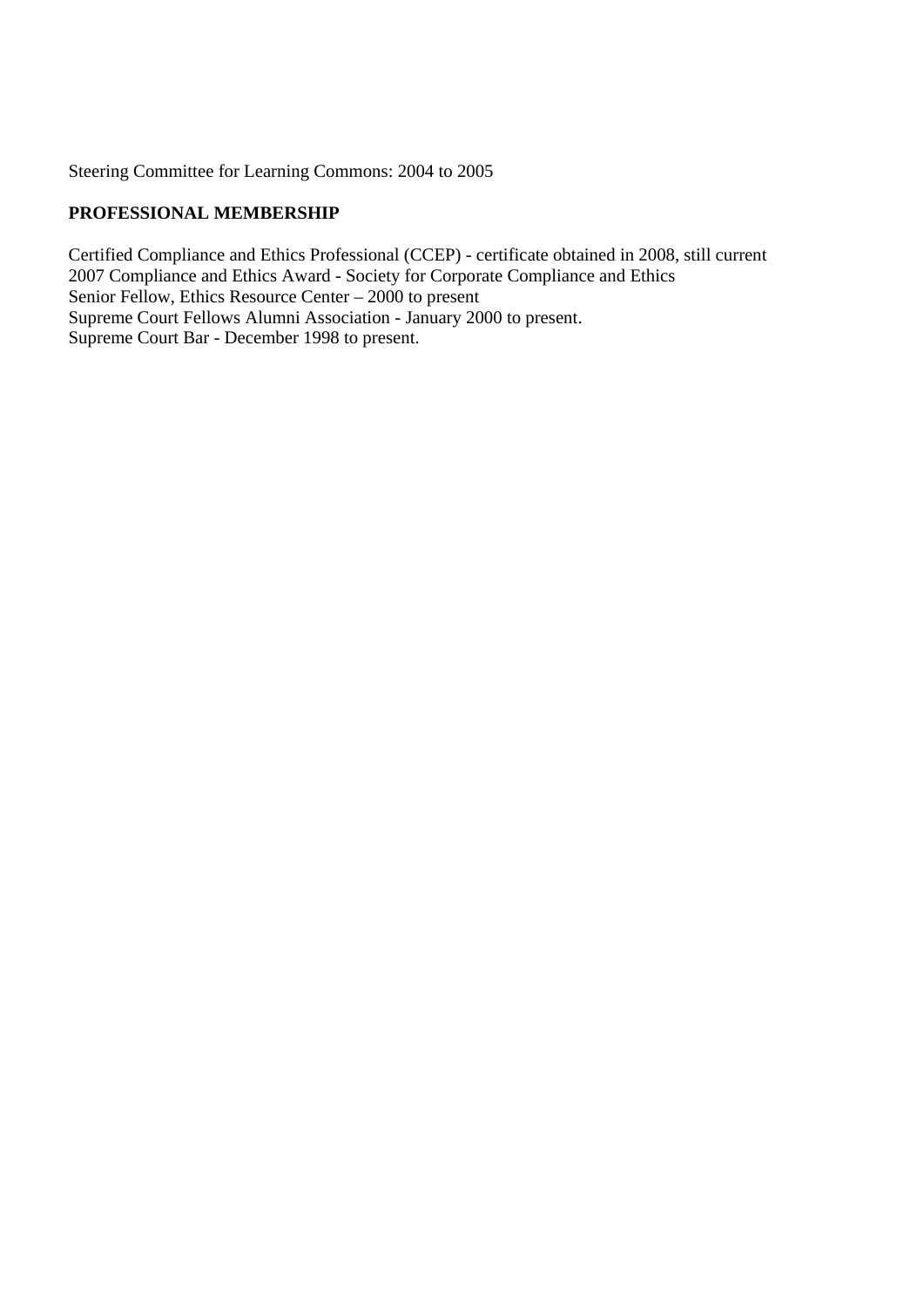Steering Committee for Learning Commons: 2004 to 2005

**PROFESSIONAL MEMBERSHIP**

Certified Compliance and Ethics Professional (CCEP) - certificate obtained in 2008, still current
2007 Compliance and Ethics Award - Society for Corporate Compliance and Ethics
Senior Fellow, Ethics Resource Center – 2000 to present
Supreme Court Fellows Alumni Association - January 2000 to present.
Supreme Court Bar - December 1998 to present.